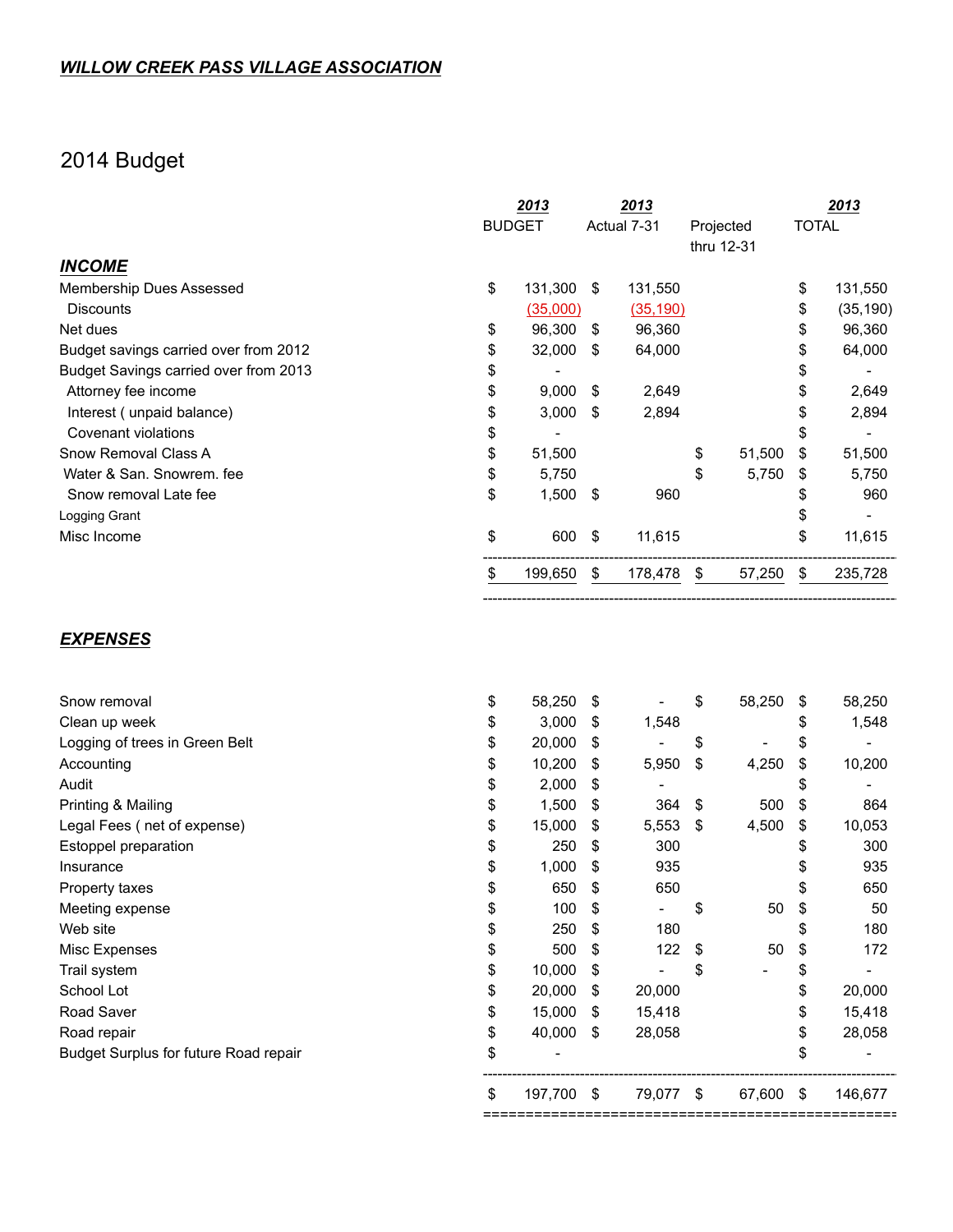***WILLOW CREEK PASS VILLAGE ASSOCIATION***

# 2014 Budget

| | ***2013*** BUDGET | ***2013*** Actual 7-31 | Projected thru 12-31 | ***2013*** TOTAL |
|---|---|---|---|---|
| ***INCOME*** | | | | |
| Membership Dues Assessed | $ 131,300 | $ 131,550 | | $ 131,550 |
| Discounts | (35,000) | (35,190) | | $ (35,190) |
| Net dues | $ 96,300 | $ 96,360 | | $ 96,360 |
| Budget savings carried over from 2012 | $ 32,000 | $ 64,000 | | $ 64,000 |
| Budget Savings carried over from 2013 | $ - | | | $ - |
| Attorney fee income | $ 9,000 | $ 2,649 | | $ 2,649 |
| Interest ( unpaid balance) | $ 3,000 | $ 2,894 | | $ 2,894 |
| Covenant violations | $ - | | | $ - |
| Snow Removal Class A | $ 51,500 | | $ 51,500 | $ 51,500 |
| Water & San. Snowrem. fee | $ 5,750 | | $ 5,750 | $ 5,750 |
| Snow removal Late fee | $ 1,500 | $ 960 | | $ 960 |
| Logging Grant | | | | $ - |
| Misc Income | $ 600 | $ 11,615 | | $ 11,615 |
| | $ 199,650 | $ 178,478 | $ 57,250 | $ 235,728 |
| ***EXPENSES*** | | | | |
| Snow removal | $ 58,250 | $ - | $ 58,250 | $ 58,250 |
| Clean up week | $ 3,000 | $ 1,548 | | $ 1,548 |
| Logging of trees in Green Belt | $ 20,000 | $ - | $ - | $ - |
| Accounting | $ 10,200 | $ 5,950 | $ 4,250 | $ 10,200 |
| Audit | $ 2,000 | $ - | | $ - |
| Printing & Mailing | $ 1,500 | $ 364 | $ 500 | $ 864 |
| Legal Fees ( net of expense) | $ 15,000 | $ 5,553 | $ 4,500 | $ 10,053 |
| Estoppel preparation | $ 250 | $ 300 | | $ 300 |
| Insurance | $ 1,000 | $ 935 | | $ 935 |
| Property taxes | $ 650 | $ 650 | | $ 650 |
| Meeting expense | $ 100 | $ - | $ 50 | $ 50 |
| Web site | $ 250 | $ 180 | | $ 180 |
| Misc Expenses | $ 500 | $ 122 | $ 50 | $ 172 |
| Trail system | $ 10,000 | $ - | $ - | $ - |
| School Lot | $ 20,000 | $ 20,000 | | $ 20,000 |
| Road Saver | $ 15,000 | $ 15,418 | | $ 15,418 |
| Road repair | $ 40,000 | $ 28,058 | | $ 28,058 |
| Budget Surplus for future Road repair | $ - | | | $ - |
| | $ 197,700 | $ 79,077 | $ 67,600 | $ 146,677 |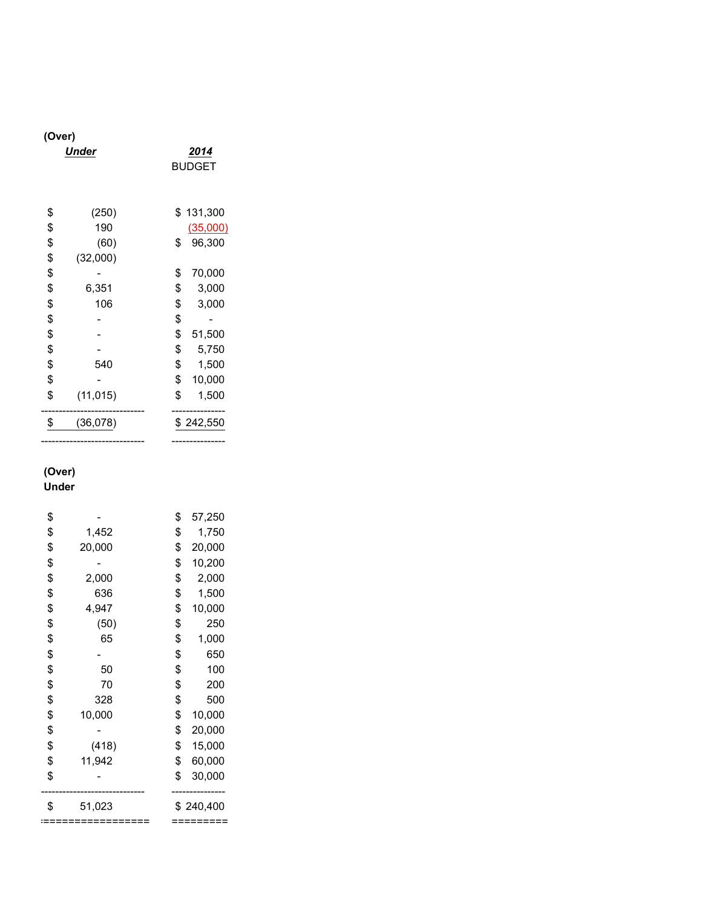| (Over) *Under* | *2014* BUDGET |
|---|---|
| $ (250) | $ 131,300 |
| $ 190 | (35,000) |
| $ (60) | $ 96,300 |
| $ (32,000) | |
| $ - | $ 70,000 |
| $ 6,351 | $ 3,000 |
| $ 106 | $ 3,000 |
| $ - | $ - |
| $ - | $ 51,500 |
| $ - | $ 5,750 |
| $ 540 | $ 1,500 |
| $ - | $ 10,000 |
| $ (11,015) | $ 1,500 |
| $ (36,078) | $ 242,550 |

| (Over) Under | |
|---|---|
| $ - | $ 57,250 |
| $ 1,452 | $ 1,750 |
| $ 20,000 | $ 20,000 |
| $ - | $ 10,200 |
| $ 2,000 | $ 2,000 |
| $ 636 | $ 1,500 |
| $ 4,947 | $ 10,000 |
| $ (50) | $ 250 |
| $ 65 | $ 1,000 |
| $ - | $ 650 |
| $ 50 | $ 100 |
| $ 70 | $ 200 |
| $ 328 | $ 500 |
| $ 10,000 | $ 10,000 |
| $ - | $ 20,000 |
| $ (418) | $ 15,000 |
| $ 11,942 | $ 60,000 |
| $ - | $ 30,000 |
| $ 51,023 | $ 240,400 |